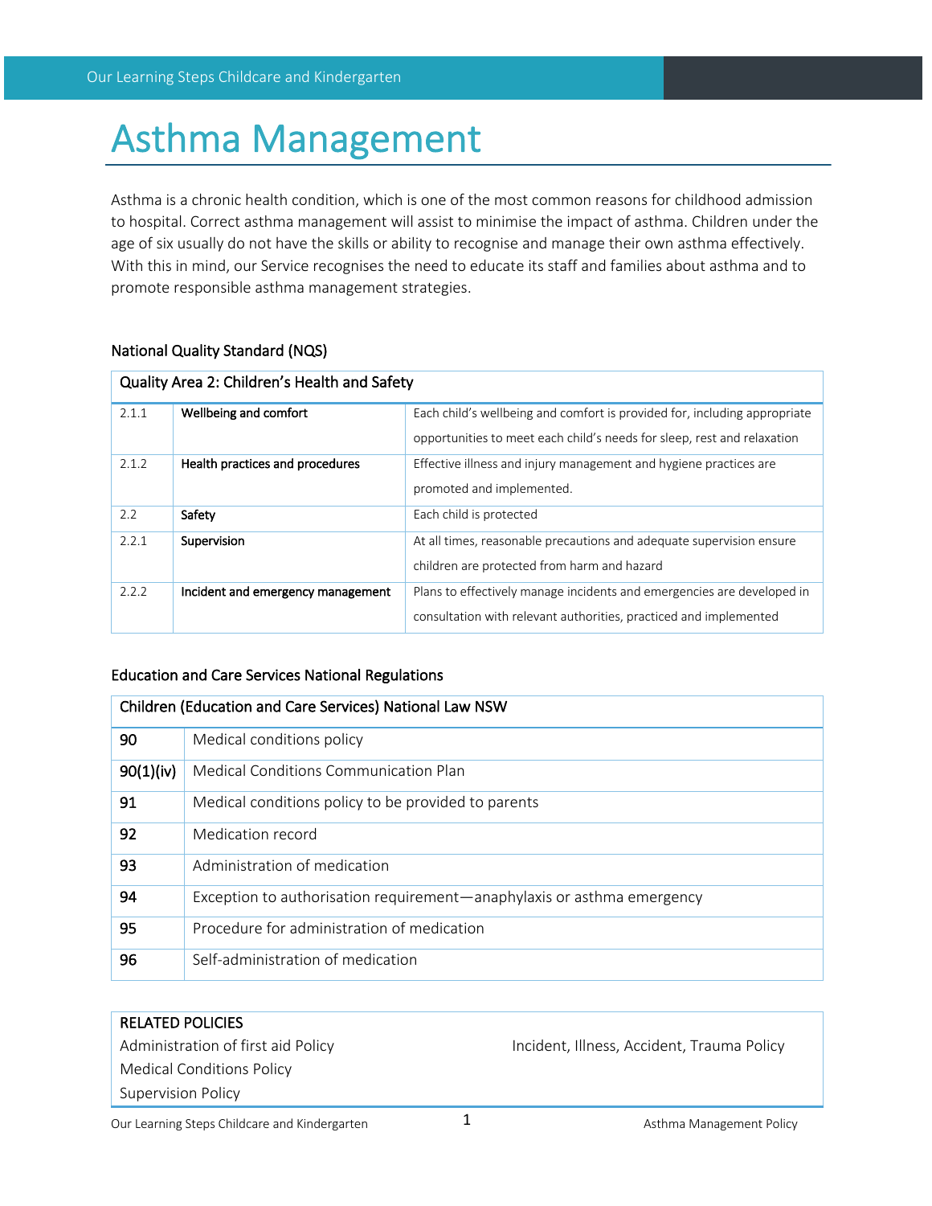# Asthma Management

Asthma is a chronic health condition, which is one of the most common reasons for childhood admission to hospital. Correct asthma management will assist to minimise the impact of asthma. Children under the age of six usually do not have the skills or ability to recognise and manage their own asthma effectively. With this in mind, our Service recognises the need to educate its staff and families about asthma and to promote responsible asthma management strategies.

## National Quality Standard (NQS)

| Quality Area 2: Children's Health and Safety | | |
|---|---|---|
| 2.1.1 | **Wellbeing and comfort** | Each child's wellbeing and comfort is provided for, including appropriate opportunities to meet each child's needs for sleep, rest and relaxation |
| 2.1.2 | **Health practices and procedures** | Effective illness and injury management and hygiene practices are promoted and implemented. |
| 2.2 | **Safety** | Each child is protected |
| 2.2.1 | **Supervision** | At all times, reasonable precautions and adequate supervision ensure children are protected from harm and hazard |
| 2.2.2 | **Incident and emergency management** | Plans to effectively manage incidents and emergencies are developed in consultation with relevant authorities, practiced and implemented |

## Education and Care Services National Regulations

| Children (Education and Care Services) National Law NSW | |
|---|---|
| **90** | Medical conditions policy |
| **90(1)(iv)** | Medical Conditions Communication Plan |
| **91** | Medical conditions policy to be provided to parents |
| **92** | Medication record |
| **93** | Administration of medication |
| **94** | Exception to authorisation requirement—anaphylaxis or asthma emergency |
| **95** | Procedure for administration of medication |
| **96** | Self-administration of medication |

RELATED POLICIES

- Administration of first aid Policy
- Medical Conditions Policy
- Supervision Policy
- Incident, Illness, Accident, Trauma Policy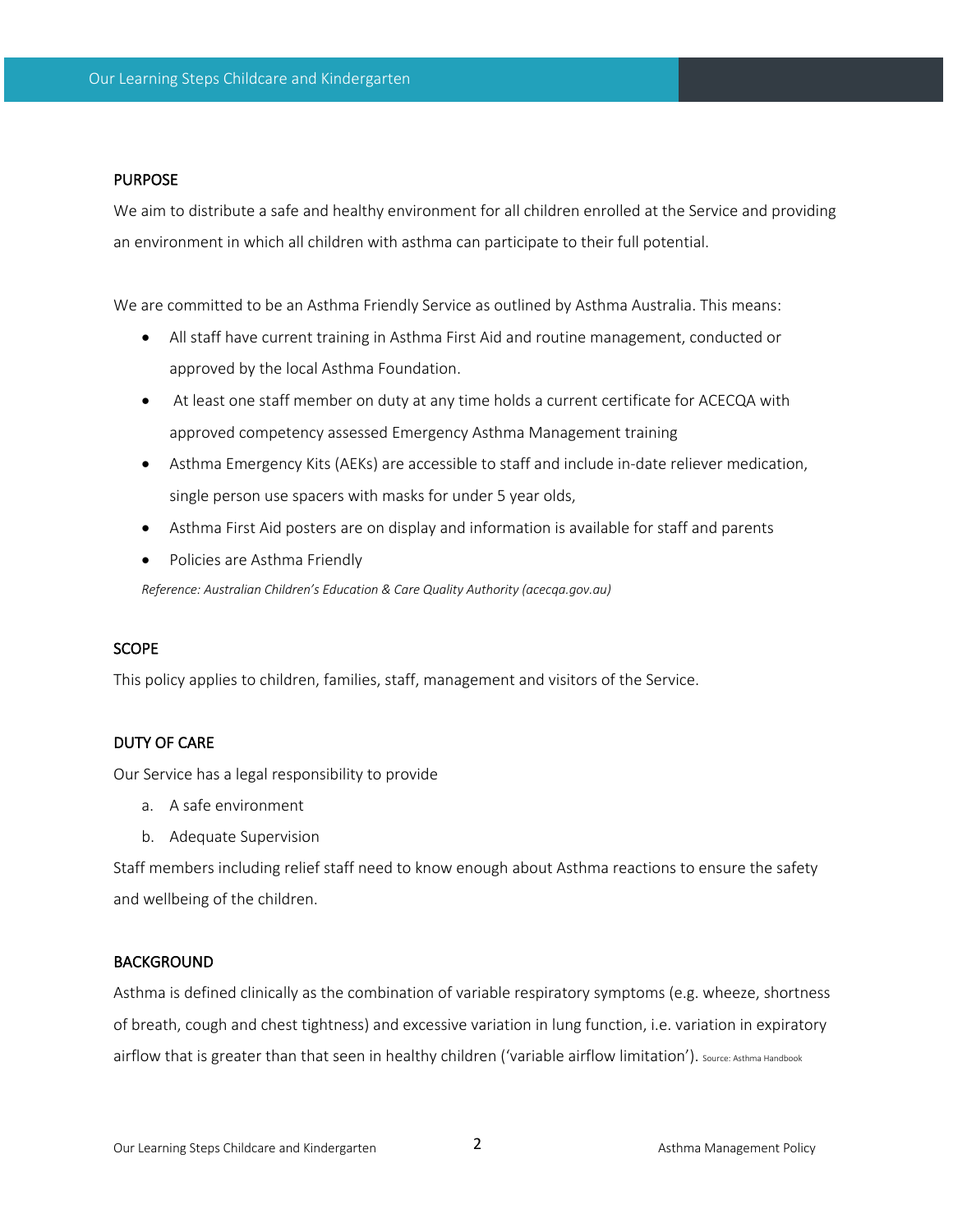## PURPOSE

We aim to distribute a safe and healthy environment for all children enrolled at the Service and providing an environment in which all children with asthma can participate to their full potential.

We are committed to be an Asthma Friendly Service as outlined by Asthma Australia. This means:

- All staff have current training in Asthma First Aid and routine management, conducted or approved by the local Asthma Foundation.
- At least one staff member on duty at any time holds a current certificate for ACECQA with approved competency assessed Emergency Asthma Management training
- Asthma Emergency Kits (AEKs) are accessible to staff and include in-date reliever medication, single person use spacers with masks for under 5 year olds,
- Asthma First Aid posters are on display and information is available for staff and parents
- Policies are Asthma Friendly

*Reference: Australian Children's Education & Care Quality Authority (acecqa.gov.au)*

## SCOPE

This policy applies to children, families, staff, management and visitors of the Service.

## DUTY OF CARE

Our Service has a legal responsibility to provide

a. A safe environment
b. Adequate Supervision

Staff members including relief staff need to know enough about Asthma reactions to ensure the safety and wellbeing of the children.

## BACKGROUND

Asthma is defined clinically as the combination of variable respiratory symptoms (e.g. wheeze, shortness of breath, cough and chest tightness) and excessive variation in lung function, i.e. variation in expiratory airflow that is greater than that seen in healthy children ('variable airflow limitation'). Source: Asthma Handbook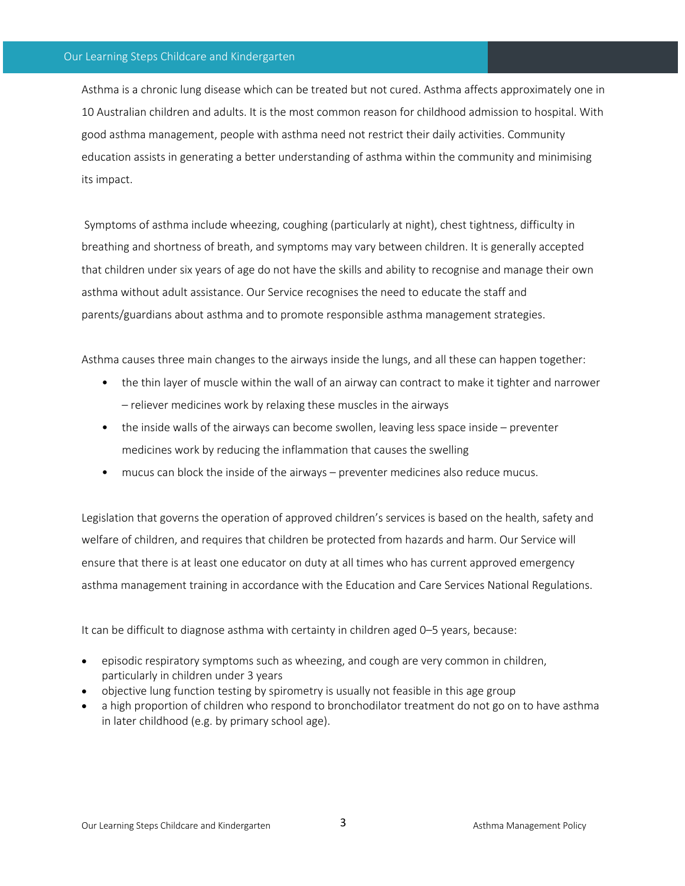Asthma is a chronic lung disease which can be treated but not cured. Asthma affects approximately one in 10 Australian children and adults. It is the most common reason for childhood admission to hospital. With good asthma management, people with asthma need not restrict their daily activities. Community education assists in generating a better understanding of asthma within the community and minimising its impact.

Symptoms of asthma include wheezing, coughing (particularly at night), chest tightness, difficulty in breathing and shortness of breath, and symptoms may vary between children. It is generally accepted that children under six years of age do not have the skills and ability to recognise and manage their own asthma without adult assistance. Our Service recognises the need to educate the staff and parents/guardians about asthma and to promote responsible asthma management strategies.

Asthma causes three main changes to the airways inside the lungs, and all these can happen together:

- the thin layer of muscle within the wall of an airway can contract to make it tighter and narrower – reliever medicines work by relaxing these muscles in the airways
- the inside walls of the airways can become swollen, leaving less space inside – preventer medicines work by reducing the inflammation that causes the swelling
- mucus can block the inside of the airways – preventer medicines also reduce mucus.

Legislation that governs the operation of approved children's services is based on the health, safety and welfare of children, and requires that children be protected from hazards and harm. Our Service will ensure that there is at least one educator on duty at all times who has current approved emergency asthma management training in accordance with the Education and Care Services National Regulations.

It can be difficult to diagnose asthma with certainty in children aged 0–5 years, because:

- episodic respiratory symptoms such as wheezing, and cough are very common in children, particularly in children under 3 years
- objective lung function testing by spirometry is usually not feasible in this age group
- a high proportion of children who respond to bronchodilator treatment do not go on to have asthma in later childhood (e.g. by primary school age).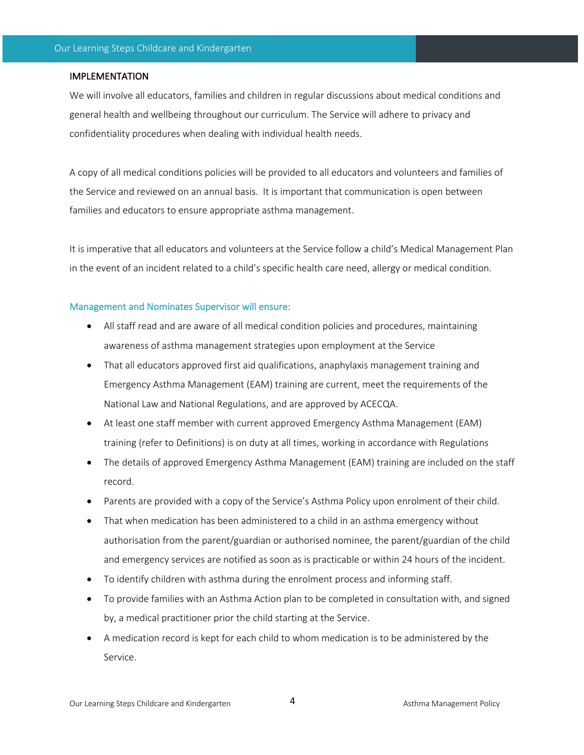## IMPLEMENTATION

We will involve all educators, families and children in regular discussions about medical conditions and general health and wellbeing throughout our curriculum. The Service will adhere to privacy and confidentiality procedures when dealing with individual health needs.

A copy of all medical conditions policies will be provided to all educators and volunteers and families of the Service and reviewed on an annual basis. It is important that communication is open between families and educators to ensure appropriate asthma management.

It is imperative that all educators and volunteers at the Service follow a child's Medical Management Plan in the event of an incident related to a child's specific health care need, allergy or medical condition.

### Management and Nominates Supervisor will ensure:

- All staff read and are aware of all medical condition policies and procedures, maintaining awareness of asthma management strategies upon employment at the Service
- That all educators approved first aid qualifications, anaphylaxis management training and Emergency Asthma Management (EAM) training are current, meet the requirements of the National Law and National Regulations, and are approved by ACECQA.
- At least one staff member with current approved Emergency Asthma Management (EAM) training (refer to Definitions) is on duty at all times, working in accordance with Regulations
- The details of approved Emergency Asthma Management (EAM) training are included on the staff record.
- Parents are provided with a copy of the Service's Asthma Policy upon enrolment of their child.
- That when medication has been administered to a child in an asthma emergency without authorisation from the parent/guardian or authorised nominee, the parent/guardian of the child and emergency services are notified as soon as is practicable or within 24 hours of the incident.
- To identify children with asthma during the enrolment process and informing staff.
- To provide families with an Asthma Action plan to be completed in consultation with, and signed by, a medical practitioner prior the child starting at the Service.
- A medication record is kept for each child to whom medication is to be administered by the Service.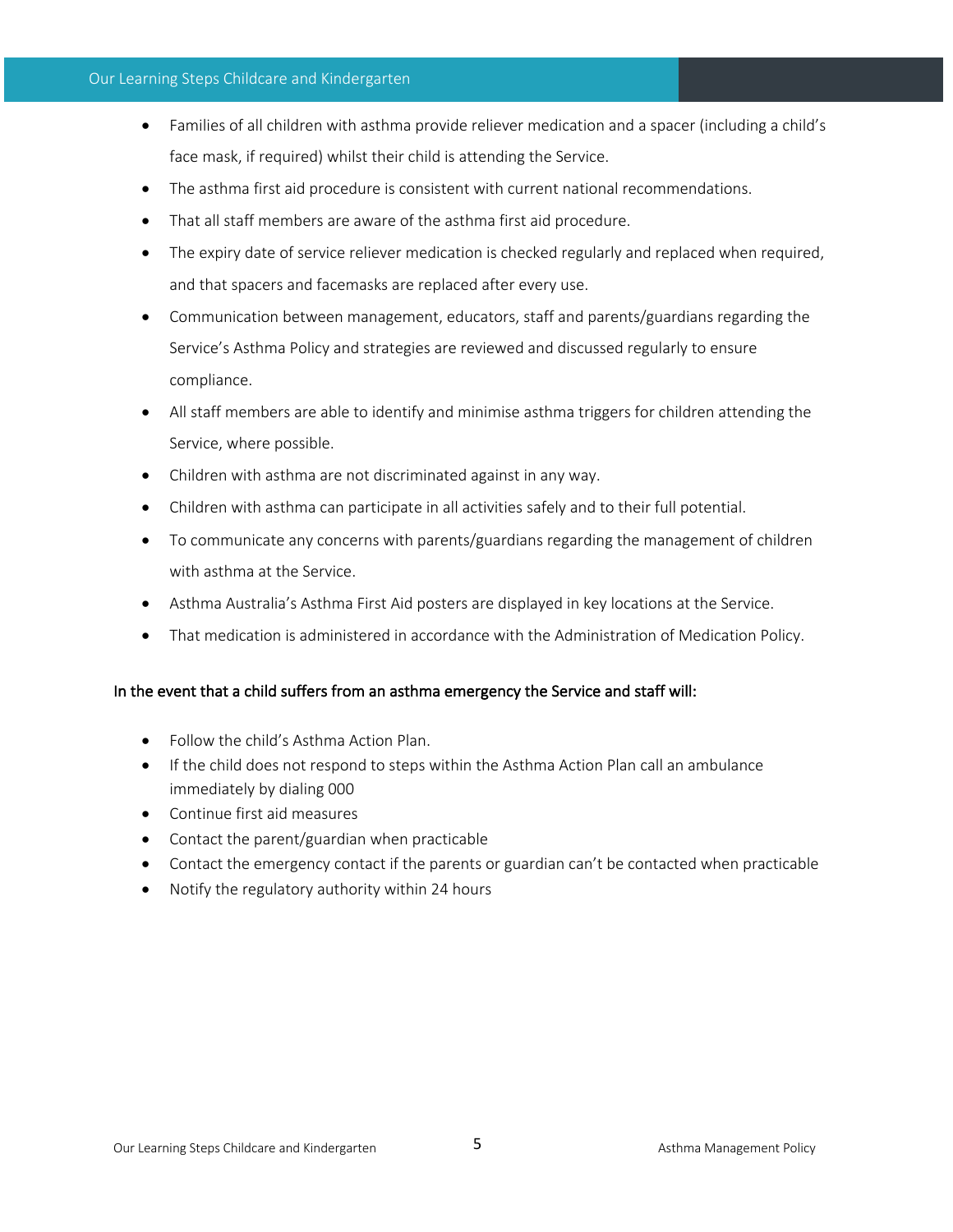- Families of all children with asthma provide reliever medication and a spacer (including a child's face mask, if required) whilst their child is attending the Service.
- The asthma first aid procedure is consistent with current national recommendations.
- That all staff members are aware of the asthma first aid procedure.
- The expiry date of service reliever medication is checked regularly and replaced when required, and that spacers and facemasks are replaced after every use.
- Communication between management, educators, staff and parents/guardians regarding the Service's Asthma Policy and strategies are reviewed and discussed regularly to ensure compliance.
- All staff members are able to identify and minimise asthma triggers for children attending the Service, where possible.
- Children with asthma are not discriminated against in any way.
- Children with asthma can participate in all activities safely and to their full potential.
- To communicate any concerns with parents/guardians regarding the management of children with asthma at the Service.
- Asthma Australia's Asthma First Aid posters are displayed in key locations at the Service.
- That medication is administered in accordance with the Administration of Medication Policy.

**In the event that a child suffers from an asthma emergency the Service and staff will:**

- Follow the child's Asthma Action Plan.
- If the child does not respond to steps within the Asthma Action Plan call an ambulance immediately by dialing 000
- Continue first aid measures
- Contact the parent/guardian when practicable
- Contact the emergency contact if the parents or guardian can't be contacted when practicable
- Notify the regulatory authority within 24 hours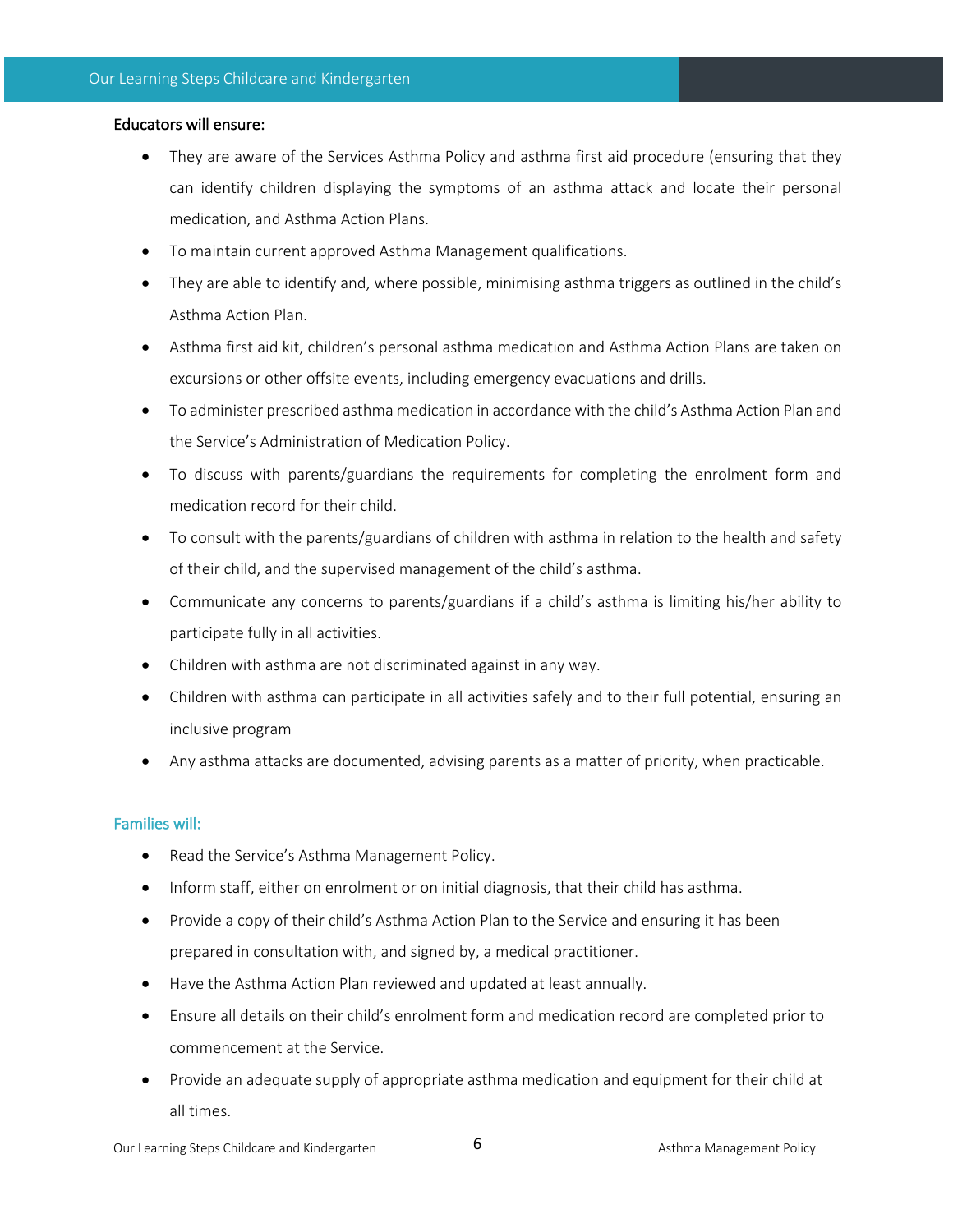**Educators will ensure:**

- They are aware of the Services Asthma Policy and asthma first aid procedure (ensuring that they can identify children displaying the symptoms of an asthma attack and locate their personal medication, and Asthma Action Plans.
- To maintain current approved Asthma Management qualifications.
- They are able to identify and, where possible, minimising asthma triggers as outlined in the child's Asthma Action Plan.
- Asthma first aid kit, children's personal asthma medication and Asthma Action Plans are taken on excursions or other offsite events, including emergency evacuations and drills.
- To administer prescribed asthma medication in accordance with the child's Asthma Action Plan and the Service's Administration of Medication Policy.
- To discuss with parents/guardians the requirements for completing the enrolment form and medication record for their child.
- To consult with the parents/guardians of children with asthma in relation to the health and safety of their child, and the supervised management of the child's asthma.
- Communicate any concerns to parents/guardians if a child's asthma is limiting his/her ability to participate fully in all activities.
- Children with asthma are not discriminated against in any way.
- Children with asthma can participate in all activities safely and to their full potential, ensuring an inclusive program
- Any asthma attacks are documented, advising parents as a matter of priority, when practicable.

### Families will:

- Read the Service's Asthma Management Policy.
- Inform staff, either on enrolment or on initial diagnosis, that their child has asthma.
- Provide a copy of their child's Asthma Action Plan to the Service and ensuring it has been prepared in consultation with, and signed by, a medical practitioner.
- Have the Asthma Action Plan reviewed and updated at least annually.
- Ensure all details on their child's enrolment form and medication record are completed prior to commencement at the Service.
- Provide an adequate supply of appropriate asthma medication and equipment for their child at all times.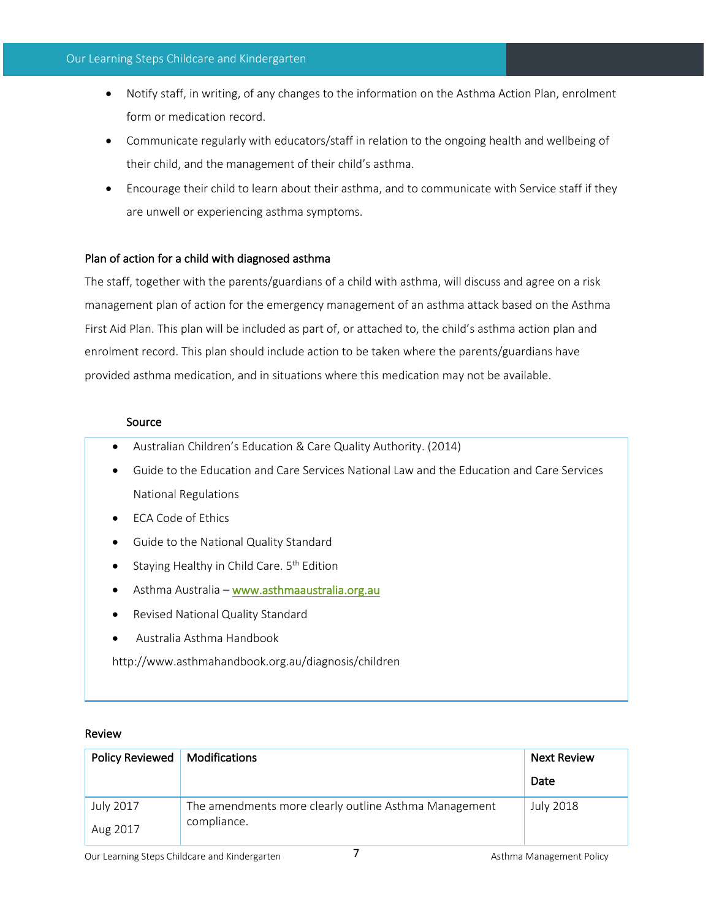- Notify staff, in writing, of any changes to the information on the Asthma Action Plan, enrolment form or medication record.
- Communicate regularly with educators/staff in relation to the ongoing health and wellbeing of their child, and the management of their child's asthma.
- Encourage their child to learn about their asthma, and to communicate with Service staff if they are unwell or experiencing asthma symptoms.

### Plan of action for a child with diagnosed asthma

The staff, together with the parents/guardians of a child with asthma, will discuss and agree on a risk management plan of action for the emergency management of an asthma attack based on the Asthma First Aid Plan. This plan will be included as part of, or attached to, the child's asthma action plan and enrolment record. This plan should include action to be taken where the parents/guardians have provided asthma medication, and in situations where this medication may not be available.

### Source

- Australian Children's Education & Care Quality Authority. (2014)
- Guide to the Education and Care Services National Law and the Education and Care Services National Regulations
- ECA Code of Ethics
- Guide to the National Quality Standard
- Staying Healthy in Child Care. 5th Edition
- Asthma Australia – www.asthmaaustralia.org.au
- Revised National Quality Standard
- Australia Asthma Handbook

http://www.asthmahandbook.org.au/diagnosis/children

### Review

| Policy Reviewed | Modifications | Next Review Date |
|---|---|---|
| July 2017<br>Aug 2017 | The amendments more clearly outline Asthma Management compliance. | July 2018 |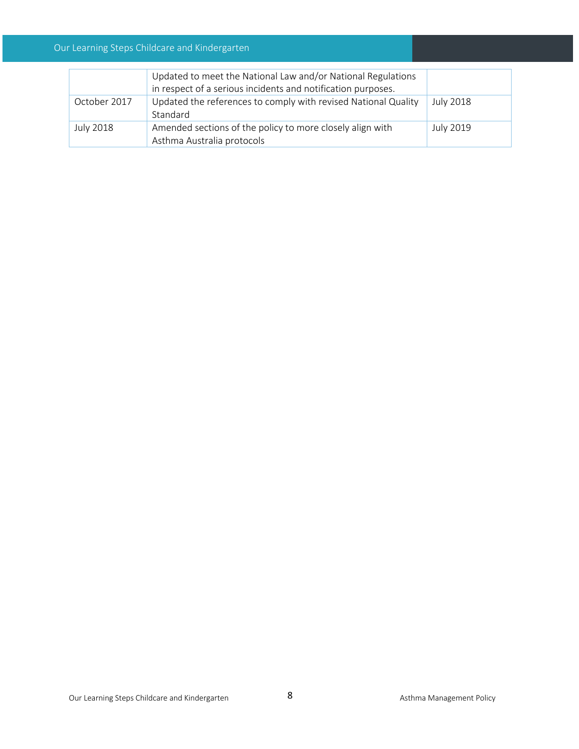| | | |
|---|---|---|
| | Updated to meet the National Law and/or National Regulations in respect of a serious incidents and notification purposes. | |
| October 2017 | Updated the references to comply with revised National Quality Standard | July 2018 |
| July 2018 | Amended sections of the policy to more closely align with Asthma Australia protocols | July 2019 |